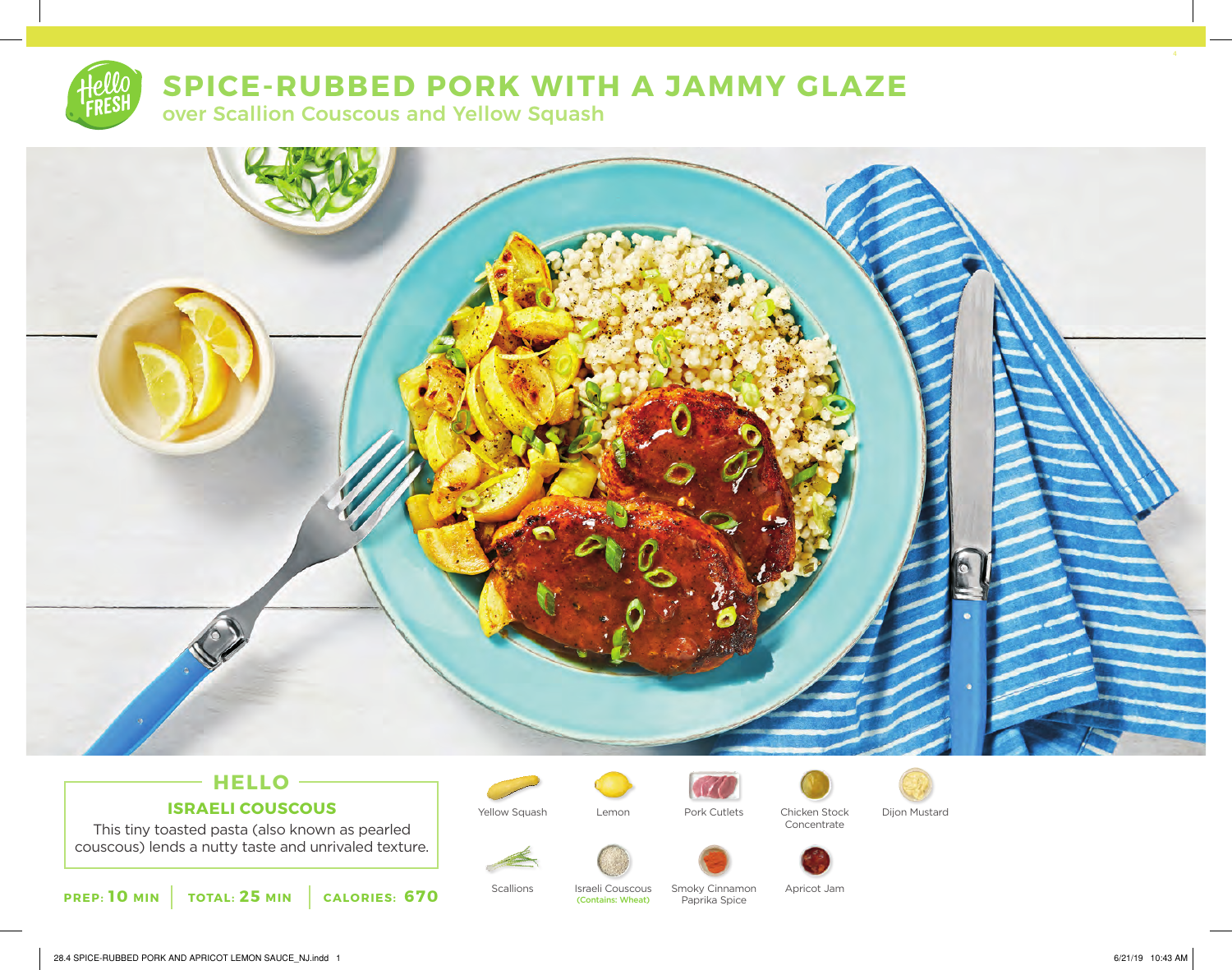# SPICE-RUBBED PORK WITH A JAMMY GLAZE

## over Scallion Couscous and Yellow Squash

## HELLO

### ISRAELI COUSCOUS

This tiny toasted pasta (also known as pearled couscous) lends a nutty taste and unrivaled texture.

**PREP: 10 MIN** | **TOTAL: 25 MIN** | **CALORIES: 670**

- Yellow Squash
- Lemon
- Pork Cutlets
- Chicken Stock Concentrate
- Dijon Mustard
- Scallions
- Israeli Couscous (Contains: Wheat)
- Smoky Cinnamon Paprika Spice
- Apricot Jam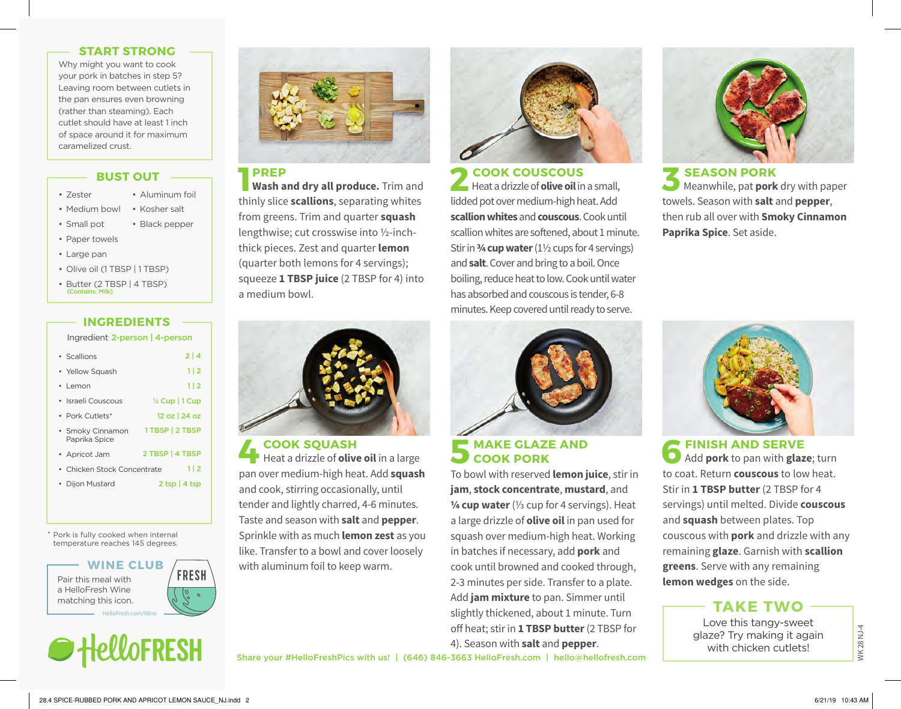## START STRONG

Why might you want to cook your pork in batches in step 5? Leaving room between cutlets in the pan ensures even browning (rather than steaming). Each cutlet should have at least 1 inch of space around it for maximum caramelized crust.

## BUST OUT

- Zester
- Medium bowl
- Small pot
- Paper towels
- Large pan
- Olive oil (1 TBSP | 1 TBSP)
- Butter (2 TBSP | 4 TBSP) (Contains: Milk)
- Aluminum foil
- Kosher salt
- Black pepper

## INGREDIENTS

| Ingredient | 2-person \| 4-person |
|---|---|
| Scallions | 2 \| 4 |
| Yellow Squash | 1 \| 2 |
| Lemon | 1 \| 2 |
| Israeli Couscous | ½ Cup \| 1 Cup |
| Pork Cutlets* | 12 oz \| 24 oz |
| Smoky Cinnamon Paprika Spice | 1 TBSP \| 2 TBSP |
| Apricot Jam | 2 TBSP \| 4 TBSP |
| Chicken Stock Concentrate | 1 \| 2 |
| Dijon Mustard | 2 tsp \| 4 tsp |

* Pork is fully cooked when internal temperature reaches 145 degrees.

## WINE CLUB

Pair this meal with a HelloFresh Wine matching this icon.

FRESH

HelloFresh.com/Wine

HelloFRESH

## 1 PREP

**Wash and dry all produce.** Trim and thinly slice **scallions**, separating whites from greens. Trim and quarter **squash** lengthwise; cut crosswise into ½-inch-thick pieces. Zest and quarter **lemon** (quarter both lemons for 4 servings); squeeze **1 TBSP juice** (2 TBSP for 4) into a medium bowl.

## 2 COOK COUSCOUS

Heat a drizzle of **olive oil** in a small, lidded pot over medium-high heat. Add **scallion whites** and **couscous**. Cook until scallion whites are softened, about 1 minute. Stir in **¾ cup water** (1½ cups for 4 servings) and **salt**. Cover and bring to a boil. Once boiling, reduce heat to low. Cook until water has absorbed and couscous is tender, 6-8 minutes. Keep covered until ready to serve.

## 3 SEASON PORK

Meanwhile, pat **pork** dry with paper towels. Season with **salt** and **pepper**, then rub all over with **Smoky Cinnamon Paprika Spice**. Set aside.

## 4 COOK SQUASH

Heat a drizzle of **olive oil** in a large pan over medium-high heat. Add **squash** and cook, stirring occasionally, until tender and lightly charred, 4-6 minutes. Taste and season with **salt** and **pepper**. Sprinkle with as much **lemon zest** as you like. Transfer to a bowl and cover loosely with aluminum foil to keep warm.

## 5 MAKE GLAZE AND COOK PORK

To bowl with reserved **lemon juice**, stir in **jam**, **stock concentrate**, **mustard**, and **¼ cup water** (⅓ cup for 4 servings). Heat a large drizzle of **olive oil** in pan used for squash over medium-high heat. Working in batches if necessary, add **pork** and cook until browned and cooked through, 2-3 minutes per side. Transfer to a plate. Add **jam mixture** to pan. Simmer until slightly thickened, about 1 minute. Turn off heat; stir in **1 TBSP butter** (2 TBSP for 4). Season with **salt** and **pepper**.

## 6 FINISH AND SERVE

Add **pork** to pan with **glaze**; turn to coat. Return **couscous** to low heat. Stir in **1 TBSP butter** (2 TBSP for 4 servings) until melted. Divide **couscous** and **squash** between plates. Top couscous with **pork** and drizzle with any remaining **glaze**. Garnish with **scallion greens**. Serve with any remaining **lemon wedges** on the side.

## TAKE TWO

Love this tangy-sweet glaze? Try making it again with chicken cutlets!

Share your #HelloFreshPics with us! | (646) 846-3663 HelloFresh.com | hello@hellofresh.com

WK 28 NJ-4